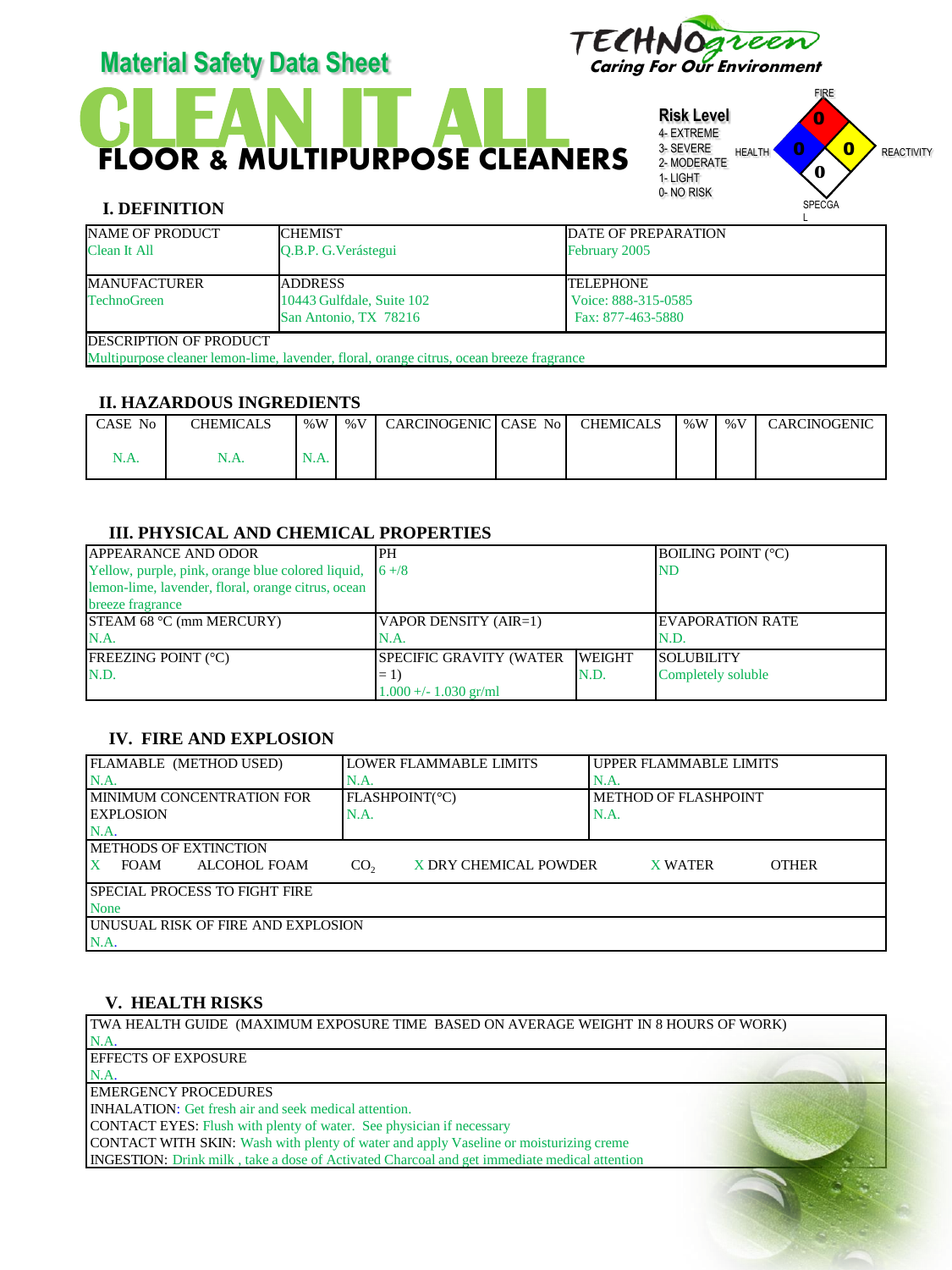# Material Safety Data Sheet

TECHNOgreen
Caring For Our Environment

# CLEAN IT ALL
## FLOOR & MULTIPURPOSE CLEANERS

**Risk Level**
4- EXTREME
3- SEVERE
2- MODERATE
1- LIGHT
0- NO RISK

FIRE: 0
HEALTH: 0
REACTIVITY: 0
SPECGAL: 0

## I. DEFINITION

| NAME OF PRODUCT | CHEMIST | DATE OF PREPARATION |
|---|---|---|
| Clean It All | Q.B.P. G.Verástegui | February 2005 |
| MANUFACTURER<br>TechnoGreen | ADDRESS<br>10443 Gulfdale, Suite 102<br>San Antonio, TX 78216 | TELEPHONE<br>Voice: 888-315-0585<br>Fax: 877-463-5880 |

DESCRIPTION OF PRODUCT
Multipurpose cleaner lemon-lime, lavender, floral, orange citrus, ocean breeze fragrance

## II. HAZARDOUS INGREDIENTS

| CASE No | CHEMICALS | %W | %V | CARCINOGENIC | CASE No | CHEMICALS | %W | %V | CARCINOGENIC |
|---|---|---|---|---|---|---|---|---|---|
| N.A. | N.A. | N.A. | | | | | | | |

## III. PHYSICAL AND CHEMICAL PROPERTIES

| APPEARANCE AND ODOR | PH | | BOILING POINT (°C) |
|---|---|---|---|
| Yellow, purple, pink, orange blue colored liquid, lemon-lime, lavender, floral, orange citrus, ocean breeze fragrance | 6 +/8 | | ND |
| STEAM 68 °C (mm MERCURY)<br>N.A. | VAPOR DENSITY (AIR=1)<br>N.A. | | EVAPORATION RATE<br>N.D. |
| FREEZING POINT (°C)<br>N.D. | SPECIFIC GRAVITY (WATER = 1)<br>1.000 +/- 1.030 gr/ml | WEIGHT<br>N.D. | SOLUBILITY<br>Completely soluble |

## IV. FIRE AND EXPLOSION

| FLAMABLE (METHOD USED) | LOWER FLAMMABLE LIMITS | UPPER FLAMMABLE LIMITS |
|---|---|---|
| N.A. | N.A. | N.A. |
| MINIMUM CONCENTRATION FOR EXPLOSION<br>N.A. | FLASHPOINT(°C)<br>N.A. | METHOD OF FLASHPOINT<br>N.A. |

METHODS OF EXTINCTION
X FOAM ALCOHOL FOAM $CO_2$ X DRY CHEMICAL POWDER X WATER OTHER

SPECIAL PROCESS TO FIGHT FIRE
None

UNUSUAL RISK OF FIRE AND EXPLOSION
N.A.

## V. HEALTH RISKS

TWA HEALTH GUIDE (MAXIMUM EXPOSURE TIME BASED ON AVERAGE WEIGHT IN 8 HOURS OF WORK)
N.A.

EFFECTS OF EXPOSURE
N.A.

EMERGENCY PROCEDURES
INHALATION: Get fresh air and seek medical attention.
CONTACT EYES: Flush with plenty of water. See physician if necessary
CONTACT WITH SKIN: Wash with plenty of water and apply Vaseline or moisturizing creme
INGESTION: Drink milk , take a dose of Activated Charcoal and get immediate medical attention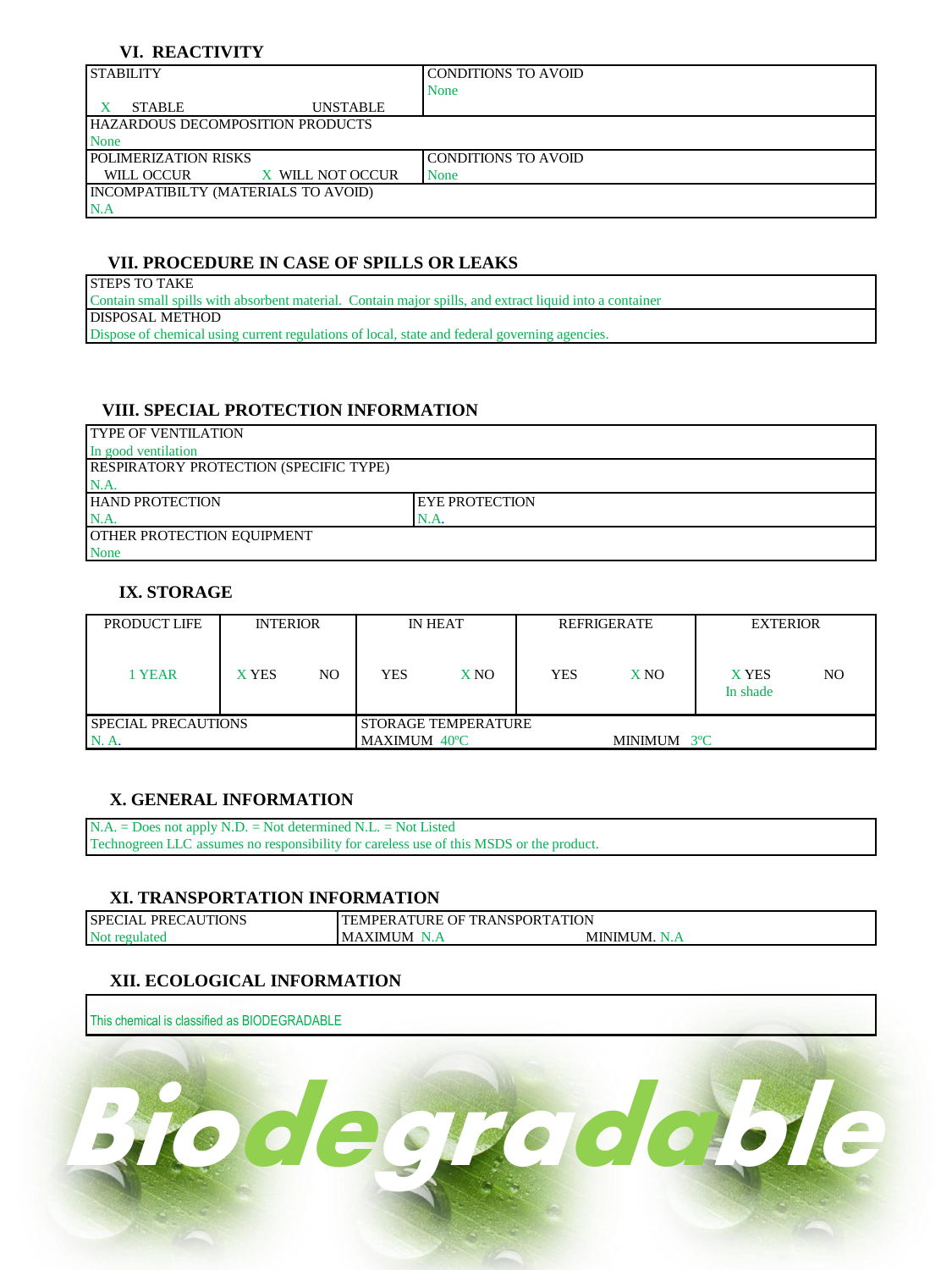### VI. REACTIVITY

| | | |
|---|---|---|
| STABILITY<br>X STABLE &nbsp;&nbsp; UNSTABLE | | CONDITIONS TO AVOID<br>None |
| HAZARDOUS DECOMPOSITION PRODUCTS<br>None | | |
| POLIMERIZATION RISKS<br>WILL OCCUR &nbsp;&nbsp; X WILL NOT OCCUR | | CONDITIONS TO AVOID<br>None |
| INCOMPATIBILTY (MATERIALS TO AVOID)<br>N.A | | |

### VII. PROCEDURE IN CASE OF SPILLS OR LEAKS

| |
|---|
| STEPS TO TAKE<br>Contain small spills with absorbent material. Contain major spills, and extract liquid into a container |
| DISPOSAL METHOD<br>Dispose of chemical using current regulations of local, state and federal governing agencies. |

### VIII. SPECIAL PROTECTION INFORMATION

| | |
|---|---|
| TYPE OF VENTILATION<br>In good ventilation | |
| RESPIRATORY PROTECTION (SPECIFIC TYPE)<br>N.A. | |
| HAND PROTECTION<br>N.A. | EYE PROTECTION<br>N.A. |
| OTHER PROTECTION EQUIPMENT<br>None | |

### IX. STORAGE

| PRODUCT LIFE | INTERIOR | | IN HEAT | | REFRIGERATE | | EXTERIOR | |
|---|---|---|---|---|---|---|---|---|
| 1 YEAR | X YES | NO | YES | X NO | YES | X NO | X YES<br>In shade | NO |
| SPECIAL PRECAUTIONS<br>N. A. | | | STORAGE TEMPERATURE<br>MAXIMUM 40ºC | | | MINIMUM 3ºC | | |

### X. GENERAL INFORMATION

N.A. = Does not apply N.D. = Not determined N.L. = Not Listed
Technogreen LLC assumes no responsibility for careless use of this MSDS or the product.

### XI. TRANSPORTATION INFORMATION

| SPECIAL PRECAUTIONS | TEMPERATURE OF TRANSPORTATION | |
|---|---|---|
| Not regulated | MAXIMUM N.A | MINIMUM. N.A |

### XII. ECOLOGICAL INFORMATION

This chemical is classified as BIODEGRADABLE

Biodegradable